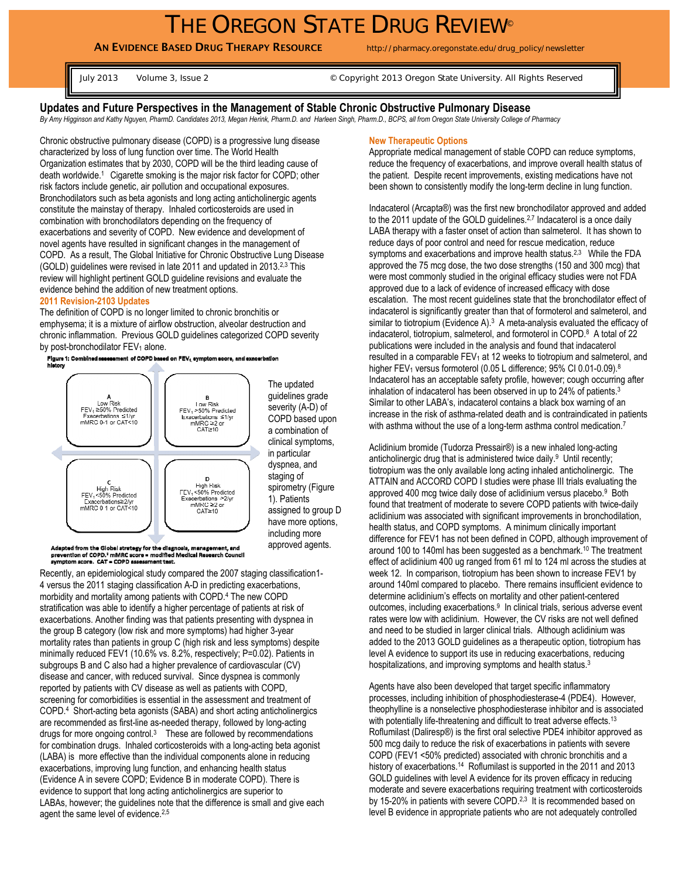# THE OREGON STATE DRUG REVIEW©

**AN EVIDENCE BASED DRUG THERAPY RESOURCE** http://pharmacy.oregonstate.edu/drug_policy/newsletter

July 2013 Volume 3, Issue 2 © Copyright 2013 Oregon State University. All Rights Reserved

## Updates and Future Perspectives in the Management of Stable Chronic Obstructive Pulmonary Disease

*By Amy Higginson and Kathy Nguyen, PharmD. Candidates 2013, Megan Herink, Pharm.D. and Harleen Singh, Pharm.D., BCPS, all from Oregon State University College of Pharmacy*

Chronic obstructive pulmonary disease (COPD) is a progressive lung disease characterized by loss of lung function over time. The World Health Organization estimates that by 2030, COPD will be the third leading cause of death worldwide.[1] Cigarette smoking is the major risk factor for COPD; other risk factors include genetic, air pollution and occupational exposures. Bronchodilators such as beta agonists and long acting anticholinergic agents constitute the mainstay of therapy. Inhaled corticosteroids are used in combination with bronchodilators depending on the frequency of exacerbations and severity of COPD. New evidence and development of novel agents have resulted in significant changes in the management of COPD. As a result, The Global Initiative for Chronic Obstructive Lung Disease (GOLD) guidelines were revised in late 2011 and updated in 2013.[2,3] This review will highlight pertinent GOLD guideline revisions and evaluate the evidence behind the addition of new treatment options.

### 2011 Revision-2103 Updates

The definition of COPD is no longer limited to chronic bronchitis or emphysema; it is a mixture of airflow obstruction, alveolar destruction and chronic inflammation. Previous GOLD guidelines categorized COPD severity by post-bronchodilator $FEV_1$ alone.

**Figure 1: Combined assessment of COPD based on $FEV_1$, symptom score, and exacerbation history**

| A | B |
|---|---|
| Low Risk<br>$FEV_1$ ≥50% Predicted<br>Exacerbations ≤1/yr<br>mMRC 0-1 or CAT<10 | Low Risk<br>$FEV_1$ ≥50% Predicted<br>Exacerbations ≤1/yr<br>mMRC ≥2 or<br>CAT≥10 |
| **C** | **D** |
| High Risk<br>$FEV_1$ <50% Predicted<br>Exacerbations≥2/yr<br>mMRC 0-1 or CAT<10 | High Risk<br>$FEV_1$ <50% Predicted<br>Exacerbations ≥2/yr<br>mMRC ≥2 or<br>CAT≥10 |

Adapted from the Global strategy for the diagnosis, management, and prevention of COPD.[3] mMRC score = modified Medical Research Council symptom score. CAT = COPD assessment test.

The updated guidelines grade severity (A-D) of COPD based upon a combination of clinical symptoms, in particular dyspnea, and staging of spirometry (Figure 1). Patients assigned to group D have more options, including more approved agents.

Recently, an epidemiological study compared the 2007 staging classification1-4 versus the 2011 staging classification A-D in predicting exacerbations, morbidity and mortality among patients with COPD.[4] The new COPD stratification was able to identify a higher percentage of patients at risk of exacerbations. Another finding was that patients presenting with dyspnea in the group B category (low risk and more symptoms) had higher 3-year mortality rates than patients in group C (high risk and less symptoms) despite minimally reduced FEV1 (10.6% vs. 8.2%, respectively; P=0.02). Patients in subgroups B and C also had a higher prevalence of cardiovascular (CV) disease and cancer, with reduced survival. Since dyspnea is commonly reported by patients with CV disease as well as patients with COPD, screening for comorbidities is essential in the assessment and treatment of COPD.[4] Short-acting beta agonists (SABA) and short acting anticholinergics are recommended as first-line as-needed therapy, followed by long-acting drugs for more ongoing control.[3] These are followed by recommendations for combination drugs. Inhaled corticosteroids with a long-acting beta agonist (LABA) is more effective than the individual components alone in reducing exacerbations, improving lung function, and enhancing health status (Evidence A in severe COPD; Evidence B in moderate COPD). There is evidence to support that long acting anticholinergics are superior to LABAs, however; the guidelines note that the difference is small and give each agent the same level of evidence.[2,5]

### New Therapeutic Options

Appropriate medical management of stable COPD can reduce symptoms, reduce the frequency of exacerbations, and improve overall health status of the patient. Despite recent improvements, existing medications have not been shown to consistently modify the long-term decline in lung function.

Indacaterol (Arcapta®) was the first new bronchodilator approved and added to the 2011 update of the GOLD guidelines.[2,7] Indacaterol is a once daily LABA therapy with a faster onset of action than salmeterol. It has shown to reduce days of poor control and need for rescue medication, reduce symptoms and exacerbations and improve health status.[2,3] While the FDA approved the 75 mcg dose, the two dose strengths (150 and 300 mcg) that were most commonly studied in the original efficacy studies were not FDA approved due to a lack of evidence of increased efficacy with dose escalation. The most recent guidelines state that the bronchodilator effect of indacaterol is significantly greater than that of formoterol and salmeterol, and similar to tiotropium (Evidence A).[3] A meta-analysis evaluated the efficacy of indacaterol, tiotropium, salmeterol, and formoterol in COPD.[8] A total of 22 publications were included in the analysis and found that indacaterol resulted in a comparable $FEV_1$ at 12 weeks to tiotropium and salmeterol, and higher $FEV_1$ versus formoterol (0.05 L difference; 95% CI 0.01-0.09).[8] Indacaterol has an acceptable safety profile, however; cough occurring after inhalation of indacaterol has been observed in up to 24% of patients.[3] Similar to other LABA's, indacaterol contains a black box warning of an increase in the risk of asthma-related death and is contraindicated in patients with asthma without the use of a long-term asthma control medication.[7]

Aclidinium bromide (Tudorza Pressair®) is a new inhaled long-acting anticholinergic drug that is administered twice daily.[9] Until recently; tiotropium was the only available long acting inhaled anticholinergic. The ATTAIN and ACCORD COPD I studies were phase III trials evaluating the approved 400 mcg twice daily dose of aclidinium versus placebo.[9] Both found that treatment of moderate to severe COPD patients with twice-daily aclidinium was associated with significant improvements in bronchodilation, health status, and COPD symptoms. A minimum clinically important difference for FEV1 has not been defined in COPD, although improvement of around 100 to 140ml has been suggested as a benchmark.[10] The treatment effect of aclidinium 400 ug ranged from 61 ml to 124 ml across the studies at week 12. In comparison, tiotropium has been shown to increase FEV1 by around 140ml compared to placebo. There remains insufficient evidence to determine aclidinium's effects on mortality and other patient-centered outcomes, including exacerbations.[9] In clinical trials, serious adverse event rates were low with aclidinium. However, the CV risks are not well defined and need to be studied in larger clinical trials. Although aclidinium was added to the 2013 GOLD guidelines as a therapeutic option, tiotropium has level A evidence to support its use in reducing exacerbations, reducing hospitalizations, and improving symptoms and health status.[3]

Agents have also been developed that target specific inflammatory processes, including inhibition of phosphodiesterase-4 (PDE4). However, theophylline is a nonselective phosphodiesterase inhibitor and is associated with potentially life-threatening and difficult to treat adverse effects.[13] Roflumilast (Daliresp®) is the first oral selective PDE4 inhibitor approved as 500 mcg daily to reduce the risk of exacerbations in patients with severe COPD (FEV1 <50% predicted) associated with chronic bronchitis and a history of exacerbations.[14] Roflumilast is supported in the 2011 and 2013 GOLD guidelines with level A evidence for its proven efficacy in reducing moderate and severe exacerbations requiring treatment with corticosteroids by 15-20% in patients with severe COPD.[2,3] It is recommended based on level B evidence in appropriate patients who are not adequately controlled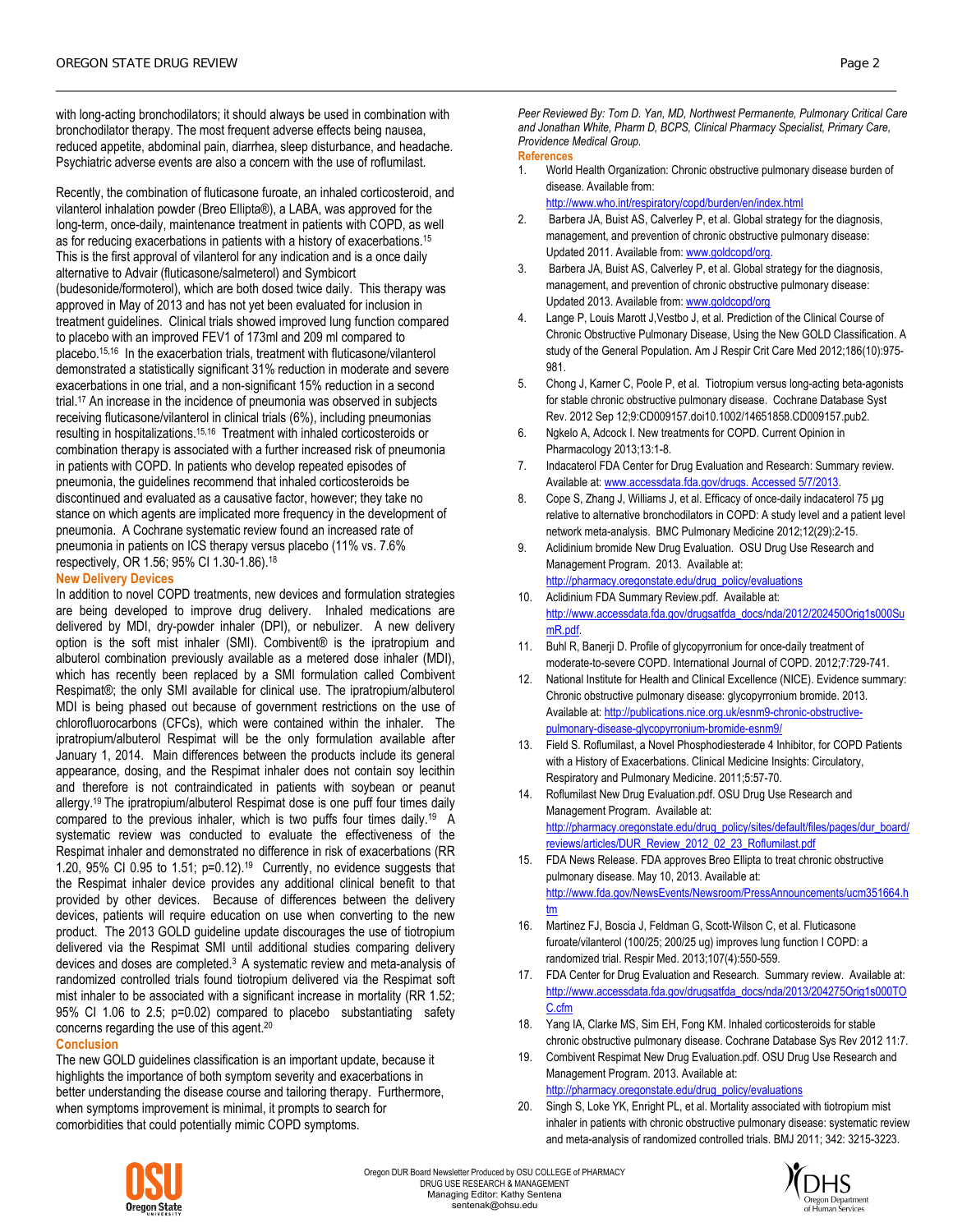with long-acting bronchodilators; it should always be used in combination with bronchodilator therapy. The most frequent adverse effects being nausea, reduced appetite, abdominal pain, diarrhea, sleep disturbance, and headache. Psychiatric adverse events are also a concern with the use of roflumilast.

Recently, the combination of fluticasone furoate, an inhaled corticosteroid, and vilanterol inhalation powder (Breo Ellipta®), a LABA, was approved for the long-term, once-daily, maintenance treatment in patients with COPD, as well as for reducing exacerbations in patients with a history of exacerbations.[15] This is the first approval of vilanterol for any indication and is a once daily alternative to Advair (fluticasone/salmeterol) and Symbicort (budesonide/formoterol), which are both dosed twice daily. This therapy was approved in May of 2013 and has not yet been evaluated for inclusion in treatment guidelines. Clinical trials showed improved lung function compared to placebo with an improved FEV1 of 173ml and 209 ml compared to placebo.[15,16] In the exacerbation trials, treatment with fluticasone/vilanterol demonstrated a statistically significant 31% reduction in moderate and severe exacerbations in one trial, and a non-significant 15% reduction in a second trial.[17] An increase in the incidence of pneumonia was observed in subjects receiving fluticasone/vilanterol in clinical trials (6%), including pneumonias resulting in hospitalizations.[15,16] Treatment with inhaled corticosteroids or combination therapy is associated with a further increased risk of pneumonia in patients with COPD. In patients who develop repeated episodes of pneumonia, the guidelines recommend that inhaled corticosteroids be discontinued and evaluated as a causative factor, however; they take no stance on which agents are implicated more frequency in the development of pneumonia. A Cochrane systematic review found an increased rate of pneumonia in patients on ICS therapy versus placebo (11% vs. 7.6% respectively, OR 1.56; 95% CI 1.30-1.86).[18]

## New Delivery Devices

In addition to novel COPD treatments, new devices and formulation strategies are being developed to improve drug delivery. Inhaled medications are delivered by MDI, dry-powder inhaler (DPI), or nebulizer. A new delivery option is the soft mist inhaler (SMI). Combivent® is the ipratropium and albuterol combination previously available as a metered dose inhaler (MDI), which has recently been replaced by a SMI formulation called Combivent Respimat®; the only SMI available for clinical use. The ipratropium/albuterol MDI is being phased out because of government restrictions on the use of chlorofluorocarbons (CFCs), which were contained within the inhaler. The ipratropium/albuterol Respimat will be the only formulation available after January 1, 2014. Main differences between the products include its general appearance, dosing, and the Respimat inhaler does not contain soy lecithin and therefore is not contraindicated in patients with soybean or peanut allergy.[19] The ipratropium/albuterol Respimat dose is one puff four times daily compared to the previous inhaler, which is two puffs four times daily.[19] A systematic review was conducted to evaluate the effectiveness of the Respimat inhaler and demonstrated no difference in risk of exacerbations (RR 1.20, 95% CI 0.95 to 1.51; p=0.12).[19] Currently, no evidence suggests that the Respimat inhaler device provides any additional clinical benefit to that provided by other devices. Because of differences between the delivery devices, patients will require education on use when converting to the new product. The 2013 GOLD guideline update discourages the use of tiotropium delivered via the Respimat SMI until additional studies comparing delivery devices and doses are completed.[3] A systematic review and meta-analysis of randomized controlled trials found tiotropium delivered via the Respimat soft mist inhaler to be associated with a significant increase in mortality (RR 1.52; 95% CI 1.06 to 2.5; p=0.02) compared to placebo substantiating safety concerns regarding the use of this agent.[20]

## Conclusion

The new GOLD guidelines classification is an important update, because it highlights the importance of both symptom severity and exacerbations in better understanding the disease course and tailoring therapy. Furthermore, when symptoms improvement is minimal, it prompts to search for comorbidities that could potentially mimic COPD symptoms.

*Peer Reviewed By: Tom D. Yan, MD, Northwest Permanente, Pulmonary Critical Care and Jonathan White, Pharm D, BCPS, Clinical Pharmacy Specialist, Primary Care, Providence Medical Group.*

## References

1. World Health Organization: Chronic obstructive pulmonary disease burden of disease. Available from: http://www.who.int/respiratory/copd/burden/en/index.html
2. Barbera JA, Buist AS, Calverley P, et al. Global strategy for the diagnosis, management, and prevention of chronic obstructive pulmonary disease: Updated 2011. Available from: www.goldcopd/org.
3. Barbera JA, Buist AS, Calverley P, et al. Global strategy for the diagnosis, management, and prevention of chronic obstructive pulmonary disease: Updated 2013. Available from: www.goldcopd/org
4. Lange P, Louis Marott J,Vestbo J, et al. Prediction of the Clinical Course of Chronic Obstructive Pulmonary Disease, Using the New GOLD Classification. A study of the General Population. Am J Respir Crit Care Med 2012;186(10):975-981.
5. Chong J, Karner C, Poole P, et al. Tiotropium versus long-acting beta-agonists for stable chronic obstructive pulmonary disease. Cochrane Database Syst Rev. 2012 Sep 12;9:CD009157.doi10.1002/14651858.CD009157.pub2.
6. Ngkelo A, Adcock I. New treatments for COPD. Current Opinion in Pharmacology 2013;13:1-8.
7. Indacaterol FDA Center for Drug Evaluation and Research: Summary review. Available at: www.accessdata.fda.gov/drugs. Accessed 5/7/2013.
8. Cope S, Zhang J, Williams J, et al. Efficacy of once-daily indacaterol 75 µg relative to alternative bronchodilators in COPD: A study level and a patient level network meta-analysis. BMC Pulmonary Medicine 2012;12(29):2-15.
9. Aclidinium bromide New Drug Evaluation. OSU Drug Use Research and Management Program. 2013. Available at: http://pharmacy.oregonstate.edu/drug_policy/evaluations
10. Aclidinium FDA Summary Review.pdf. Available at: http://www.accessdata.fda.gov/drugsatfda_docs/nda/2012/202450Orig1s000SumR.pdf.
11. Buhl R, Banerji D. Profile of glycopyrronium for once-daily treatment of moderate-to-severe COPD. International Journal of COPD. 2012;7:729-741.
12. National Institute for Health and Clinical Excellence (NICE). Evidence summary: Chronic obstructive pulmonary disease: glycopyrronium bromide. 2013. Available at: http://publications.nice.org.uk/esnm9-chronic-obstructive-pulmonary-disease-glycopyrronium-bromide-esnm9/
13. Field S. Roflumilast, a Novel Phosphodiesterade 4 Inhibitor, for COPD Patients with a History of Exacerbations. Clinical Medicine Insights: Circulatory, Respiratory and Pulmonary Medicine. 2011;5:57-70.
14. Roflumilast New Drug Evaluation.pdf. OSU Drug Use Research and Management Program. Available at: http://pharmacy.oregonstate.edu/drug_policy/sites/default/files/pages/dur_board/reviews/articles/DUR_Review_2012_02_23_Roflumilast.pdf
15. FDA News Release. FDA approves Breo Ellipta to treat chronic obstructive pulmonary disease. May 10, 2013. Available at: http://www.fda.gov/NewsEvents/Newsroom/PressAnnouncements/ucm351664.htm
16. Martinez FJ, Boscia J, Feldman G, Scott-Wilson C, et al. Fluticasone furoate/vilanterol (100/25; 200/25 ug) improves lung function I COPD: a randomized trial. Respir Med. 2013;107(4):550-559.
17. FDA Center for Drug Evaluation and Research. Summary review. Available at: http://www.accessdata.fda.gov/drugsatfda_docs/nda/2013/204275Orig1s000TOC.cfm
18. Yang IA, Clarke MS, Sim EH, Fong KM. Inhaled corticosteroids for stable chronic obstructive pulmonary disease. Cochrane Database Sys Rev 2012 11:7.
19. Combivent Respimat New Drug Evaluation.pdf. OSU Drug Use Research and Management Program. 2013. Available at: http://pharmacy.oregonstate.edu/drug_policy/evaluations
20. Singh S, Loke YK, Enright PL, et al. Mortality associated with tiotropium mist inhaler in patients with chronic obstructive pulmonary disease: systematic review and meta-analysis of randomized controlled trials. BMJ 2011; 342: 3215-3223.

Oregon DUR Board Newsletter Produced by OSU COLLEGE of PHARMACY
DRUG USE RESEARCH & MANAGEMENT
Managing Editor: Kathy Sentena
sentenak@ohsu.edu